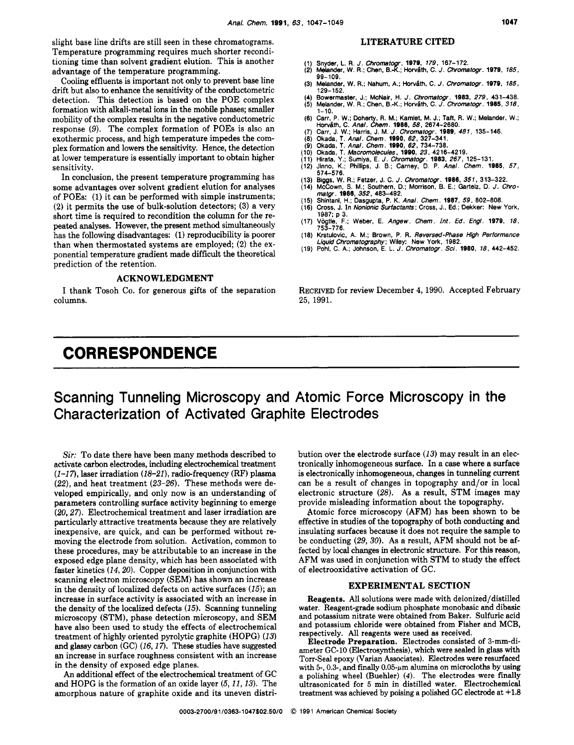slight base line drifts are still seen in these chromatograms. Temperature programming requires much shorter reconditioning time than solvent gradient elution. This is another advantage of the temperature programming.

Cooling effluents is important not only to prevent base line drift but also to enhance the sensitivity of the conductometric detection. This detection is based on the POE complex formation with alkali-metal ions in the mobile phases; smaller mobility of the complex results in the negative conductometric response (9). The complex formation of POEs is also an exothermic process, and high temperature impedes the complex formation and lowers the sensitivity. Hence, the detection at lower temperature is essentially important to obtain higher sensitivity.

In conclusion, the present temperature programming has some advantages over solvent gradient elution for analyses of POEs: (1) it can be performed with simple instruments; (2) it permits the use of bulk-solution detectors; (3) a very short time is required to recondition the column for the repeated analyses. However, the present method simultaneously has the following disadvantages: (1) reproducibility is poorer than when thermostated systems are employed; (2) the exponential temperature gradient made difficult the theoretical prediction of the retention.

## ACKNOWLEDGMENT

I thank Tosoh Co. for generous gifts of the separation columns.

## LITERATURE CITED

(1) Snyder, L. R. *J. Chromatogr.* **1979**, *179*, 167–172.
(2) Melander, W. R.; Chen, B.-K.; Horváth, C. *J. Chromatogr.* **1979**, *185*, 99–109.
(3) Melander, W. R.; Nahum, A.; Horváth, C. *J. Chromatogr.* **1979**, *185*, 129–152.
(4) Bowermaster, J.; McNair, H. *J. Chromatogr.* **1983**, *279*, 431–438.
(5) Melander, W. R.; Chen, B.-K.; Horváth, C. *J. Chromatogr.* **1985**, *318*, 1–10.
(6) Carr, P. W.; Doherty, R. M.; Kamlet, M. J.; Taft, R. W.; Melander, W.; Horváth, C. *Anal. Chem.* **1986**, *58*, 2674–2680.
(7) Carr, J. W.; Harris, J. M. *J. Chromatogr.* **1989**, *481*, 135–146.
(8) Okada, T. *Anal. Chem.* **1990**, *62*, 327–341.
(9) Okada, T. *Anal. Chem.* **1990**, *62*, 734–738.
(10) Okada, T. *Macromolecules*, **1990**, *23*, 4216–4219.
(11) Hirata, Y.; Sumiya, E. *J. Chromatogr.* **1983**, *267*, 125–131.
(12) Jinno, K.; Phillips, J. B.; Carney, D. P. *Anal. Chem.* **1985**, *57*, 574–576.
(13) Biggs, W. R.; Fetzer, J. C. *J. Chromatogr.* **1986**, *351*, 313–322.
(14) McCown, S. M.; Southern, D.; Morrison, B. E.; Garteiz, D. *J. Chromatgr.* **1986**, *352*, 483–492.
(15) Shintani, H.; Dasgupta, P. K. *Anal. Chem.* **1987**, *59*, 802–808.
(16) Cross, J. In *Nonionic Surfactants*; Cross, J., Ed.; Dekker: New York, 1987; p 3.
(17) Vögtle, F.; Weber, E. *Angew. Chem. Int. Ed. Engl.* **1979**, *18*, 753–776.
(18) Krstulovic, A. M.; Brown, P. R. *Reversed-Phase High Performance Liquid Chromatography*; Wiley: New York, 1982.
(19) Pohl, C. A.; Johnson, E. L. *J. Chromatogr. Sci.* **1980**, *18*, 442–452.

RECEIVED for review December 4, 1990. Accepted February 25, 1991.

# CORRESPONDENCE

## Scanning Tunneling Microscopy and Atomic Force Microscopy in the Characterization of Activated Graphite Electrodes

*Sir:* To date there have been many methods described to activate carbon electrodes, including electrochemical treatment (*1–17*), laser irradiation (*18–21*), radio-frequency (RF) plasma (*22*), and heat treatment (*23–26*). These methods were developed empirically, and only now is an understanding of parameters controlling surface activity beginning to emerge (*20, 27*). Electrochemical treatment and laser irradiation are particularly attractive treatments because they are relatively inexpensive, are quick, and can be performed without removing the electrode from solution. Activation, common to these procedures, may be attributable to an increase in the exposed edge plane density, which has been associated with faster kinetics (*14, 20*). Copper deposition in conjunction with scanning electron microscopy (SEM) has shown an increase in the density of localized defects on active surfaces (*15*); an increase in surface activity is associated with an increase in the density of the localized defects (*15*). Scanning tunneling microscopy (STM), phase detection microscopy, and SEM have also been used to study the effects of electrochemical treatment of highly oriented pyrolytic graphite (HOPG) (*13*) and glassy carbon (GC) (*16, 17*). These studies have suggested an increase in surface roughness consistent with an increase in the density of exposed edge planes.

An additional effect of the electrochemical treatment of GC and HOPG is the formation of an oxide layer (*5, 11, 13*). The amorphous nature of graphite oxide and its uneven distribution over the electrode surface (*13*) may result in an electronically inhomogeneous surface. In a case where a surface is electronically inhomogeneous, changes in tunneling current can be a result of changes in topography and/or in local electronic structure (*28*). As a result, STM images may provide misleading information about the topography.

Atomic force microscopy (AFM) has been shown to be effective in studies of the topography of both conducting and insulating surfaces because it does not require the sample to be conducting (*29, 30*). As a result, AFM should not be affected by local changes in electronic structure. For this reason, AFM was used in conjunction with STM to study the effect of electrooxidative activation of GC.

### EXPERIMENTAL SECTION

**Reagents.** All solutions were made with deionized/distilled water. Reagent-grade sodium phosphate monobasic and dibasic and potassium nitrate were obtained from Baker. Sulfuric acid and potassium chloride were obtained from Fisher and MCB, respectively. All reagents were used as received.

**Electrode Preparation.** Electrodes consisted of 3-mm-diameter GC-10 (Electrosynthesis), which were sealed in glass with Torr-Seal epoxy (Varian Associates). Electrodes were resurfaced with 5-, 0.3-, and finally 0.05-μm alumina on microcloths by using a polishing wheel (Buehler) (*4*). The electrodes were finally ultrasonicated for 5 min in distilled water. Electrochemical treatment was achieved by poising a polished GC electrode at +1.8

0003-2700/91/0363-1047$02.50/0 © 1991 American Chemical Society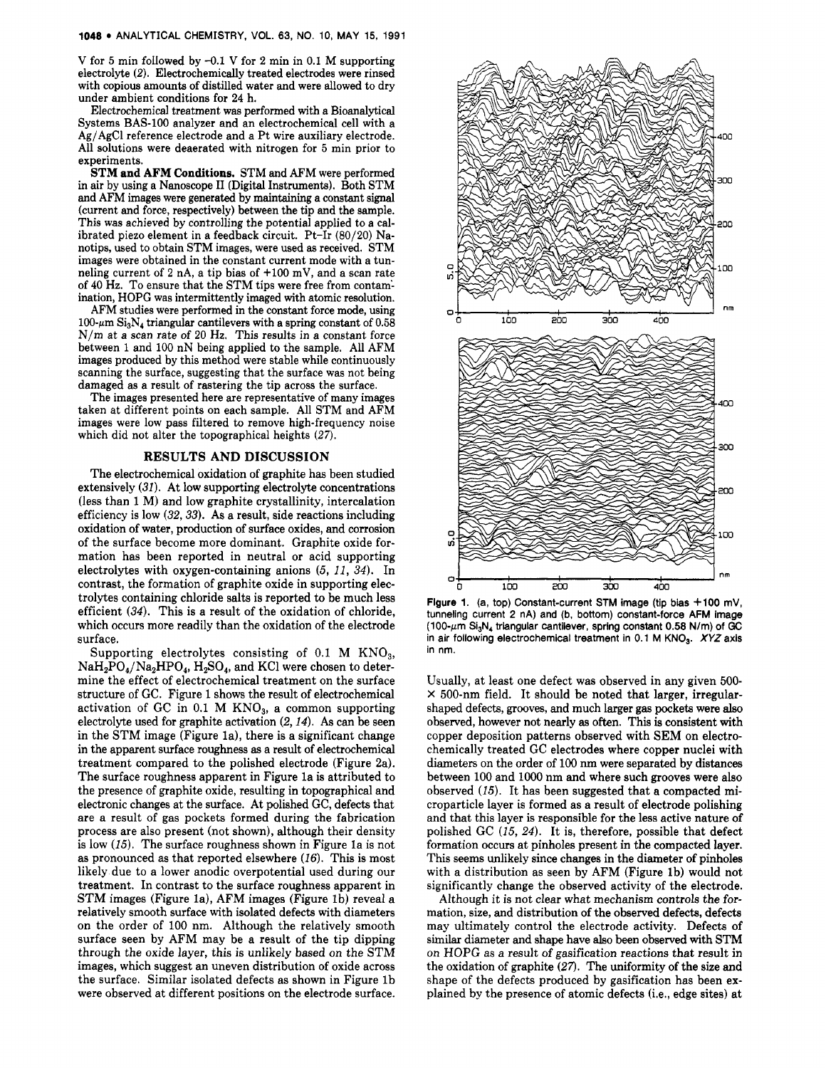V for 5 min followed by −0.1 V for 2 min in 0.1 M supporting electrolyte (2). Electrochemically treated electrodes were rinsed with copious amounts of distilled water and were allowed to dry under ambient conditions for 24 h.

Electrochemical treatment was performed with a Bioanalytical Systems BAS-100 analyzer and an electrochemical cell with a Ag/AgCl reference electrode and a Pt wire auxiliary electrode. All solutions were deaerated with nitrogen for 5 min prior to experiments.

**STM and AFM Conditions.** STM and AFM were performed in air by using a Nanoscope II (Digital Instruments). Both STM and AFM images were generated by maintaining a constant signal (current and force, respectively) between the tip and the sample. This was achieved by controlling the potential applied to a calibrated piezo element in a feedback circuit. Pt-Ir (80/20) Nanotips, used to obtain STM images, were used as received. STM images were obtained in the constant current mode with a tunneling current of 2 nA, a tip bias of +100 mV, and a scan rate of 40 Hz. To ensure that the STM tips were free from contamination, HOPG was intermittently imaged with atomic resolution.

AFM studies were performed in the constant force mode, using 100-μm $Si_3N_4$ triangular cantilevers with a spring constant of 0.58 N/m at a scan rate of 20 Hz. This results in a constant force between 1 and 100 nN being applied to the sample. All AFM images produced by this method were stable while continuously scanning the surface, suggesting that the surface was not being damaged as a result of rastering the tip across the surface.

The images presented here are representative of many images taken at different points on each sample. All STM and AFM images were low pass filtered to remove high-frequency noise which did not alter the topographical heights (27).

## RESULTS AND DISCUSSION

The electrochemical oxidation of graphite has been studied extensively (31). At low supporting electrolyte concentrations (less than 1 M) and low graphite crystallinity, intercalation efficiency is low (32, 33). As a result, side reactions including oxidation of water, production of surface oxides, and corrosion of the surface become more dominant. Graphite oxide formation has been reported in neutral or acid supporting electrolytes with oxygen-containing anions (5, 11, 34). In contrast, the formation of graphite oxide in supporting electrolytes containing chloride salts is reported to be much less efficient (34). This is a result of the oxidation of chloride, which occurs more readily than the oxidation of the electrode surface.

Supporting electrolytes consisting of 0.1 M $KNO_3$, $NaH_2PO_4/Na_2HPO_4$, $H_2SO_4$, and KCl were chosen to determine the effect of electrochemical treatment on the surface structure of GC. Figure 1 shows the result of electrochemical activation of GC in 0.1 M $KNO_3$, a common supporting electrolyte used for graphite activation (2, 14). As can be seen in the STM image (Figure 1a), there is a significant change in the apparent surface roughness as a result of electrochemical treatment compared to the polished electrode (Figure 2a). The surface roughness apparent in Figure 1a is attributed to the presence of graphite oxide, resulting in topographical and electronic changes at the surface. At polished GC, defects that are a result of gas pockets formed during the fabrication process are also present (not shown), although their density is low (15). The surface roughness shown in Figure 1a is not as pronounced as that reported elsewhere (16). This is most likely due to a lower anodic overpotential used during our treatment. In contrast to the surface roughness apparent in STM images (Figure 1a), AFM images (Figure 1b) reveal a relatively smooth surface with isolated defects with diameters on the order of 100 nm. Although the relatively smooth surface seen by AFM may be a result of the tip dipping through the oxide layer, this is unlikely based on the STM images, which suggest an uneven distribution of oxide across the surface. Similar isolated defects as shown in Figure 1b were observed at different positions on the electrode surface.

**Figure 1.** (a, top) Constant-current STM image (tip bias +100 mV, tunneling current 2 nA) and (b, bottom) constant-force AFM image (100-μm $Si_3N_4$ triangular cantilever, spring constant 0.58 N/m) of GC in air following electrochemical treatment in 0.1 M $KNO_3$. *XYZ* axis in nm.

Usually, at least one defect was observed in any given 500- × 500-nm field. It should be noted that larger, irregular-shaped defects, grooves, and much larger gas pockets were also observed, however not nearly as often. This is consistent with copper deposition patterns observed with SEM on electrochemically treated GC electrodes where copper nuclei with diameters on the order of 100 nm were separated by distances between 100 and 1000 nm and where such grooves were also observed (15). It has been suggested that a compacted microparticle layer is formed as a result of electrode polishing and that this layer is responsible for the less active nature of polished GC (15, 24). It is, therefore, possible that defect formation occurs at pinholes present in the compacted layer. This seems unlikely since changes in the diameter of pinholes with a distribution as seen by AFM (Figure 1b) would not significantly change the observed activity of the electrode.

Although it is not clear what mechanism controls the formation, size, and distribution of the observed defects, defects may ultimately control the electrode activity. Defects of similar diameter and shape have also been observed with STM on HOPG as a result of gasification reactions that result in the oxidation of graphite (27). The uniformity of the size and shape of the defects produced by gasification has been explained by the presence of atomic defects (i.e., edge sites) at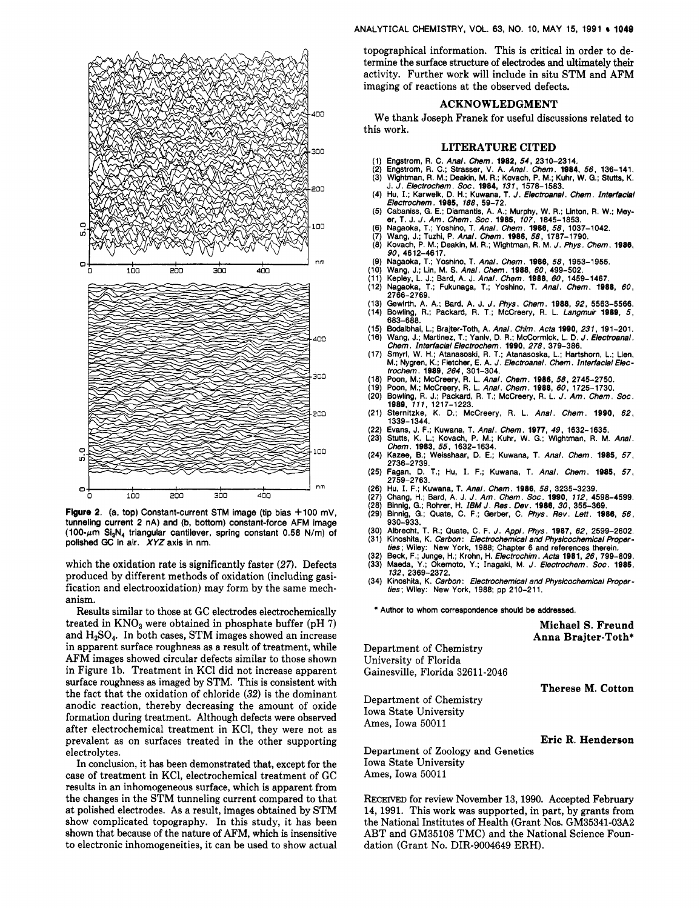0
5.0
0
100
200
300
400
nm
100
200
300
400

0
5.0
0
100
200
300
400
nm
100
200
300
400

**Figure 2.** (a, top) Constant-current STM image (tip bias +100 mV, tunneling current 2 nA) and (b, bottom) constant-force AFM image (100-μm $Si_3N_4$ triangular cantilever, spring constant 0.58 N/m) of polished GC in air. *XYZ* axis in nm.

which the oxidation rate is significantly faster (*27*). Defects produced by different methods of oxidation (including gasification and electrooxidation) may form by the same mechanism.

Results similar to those at GC electrodes electrochemically treated in $KNO_3$ were obtained in phosphate buffer (pH 7) and $H_2SO_4$. In both cases, STM images showed an increase in apparent surface roughness as a result of treatment, while AFM images showed circular defects similar to those shown in Figure 1b. Treatment in KCl did not increase apparent surface roughness as imaged by STM. This is consistent with the fact that the oxidation of chloride (*32*) is the dominant anodic reaction, thereby decreasing the amount of oxide formation during treatment. Although defects were observed after electrochemical treatment in KCl, they were not as prevalent as on surfaces treated in the other supporting electrolytes.

In conclusion, it has been demonstrated that, except for the case of treatment in KCl, electrochemical treatment of GC results in an inhomogeneous surface, which is apparent from the changes in the STM tunneling current compared to that at polished electrodes. As a result, images obtained by STM show complicated topography. In this study, it has been shown that because of the nature of AFM, which is insensitive to electronic inhomogeneities, it can be used to show actual topographical information. This is critical in order to determine the surface structure of electrodes and ultimately their activity. Further work will include in situ STM and AFM imaging of reactions at the observed defects.

## ACKNOWLEDGMENT

We thank Joseph Franek for useful discussions related to this work.

## LITERATURE CITED

(1) Engstrom, R. C. *Anal. Chem.* **1982**, *54*, 2310–2314.
(2) Engstrom, R. C.; Strasser, V. A. *Anal. Chem.* **1984**, *56*, 136–141.
(3) Wightman, R. M.; Deakin, M. R.; Kovach, P. M.; Kuhr, W. G.; Stutts, K. J. *J. Electrochem. Soc.* **1984**, *131*, 1578–1583.
(4) Hu, I.; Karweik, D. H.; Kuwana, T. *J. Electroanal. Chem. Interfacial Electrochem.* **1985**, *188*, 59–72.
(5) Cabaniss, G. E.; Diamantis, A. A.; Murphy, W. R.; Linton, R. W.; Meyer, T. J. *J. Am. Chem. Soc.* **1985**, *107*, 1845–1853.
(6) Nagaoka, T.; Yoshino, T. *Anal. Chem.* **1986**, *58*, 1037–1042.
(7) Wang, J.; Tuzhi, P. *Anal. Chem.* **1986**, *58*, 1787–1790.
(8) Kovach, P. M.; Deakin, M. R.; Wightman, R. M. *J. Phys. Chem.* **1986**, *90*, 4612–4617.
(9) Nagaoka, T.; Yoshino, T. *Anal. Chem.* **1986**, *58*, 1953–1955.
(10) Wang, J.; Lin, M. S. *Anal. Chem.* **1988**, *60*, 499–502.
(11) Kepley, L. J.; Bard, A. J. *Anal. Chem.* **1988**, *60*, 1459–1467.
(12) Nagaoka, T.; Fukunaga, T.; Yoshino, T. *Anal. Chem.* **1988**, *60*, 2766–2769.
(13) Gewirth, A. A.; Bard, A. J. *J. Phys. Chem.* **1988**, *92*, 5563–5566.
(14) Bowling, R.; Packard, R. T.; McCreery, R. L. *Langmuir* **1989**, *5*, 683–688.
(15) Bodalbhai, L.; Brajter-Toth, A. *Anal. Chim. Acta* **1990**, *231*, 191–201.
(16) Wang, J.; Martinez, T.; Yaniv, D. R.; McCormick, L. D. *J. Electroanal. Chem. Interfacial Electrochem.* **1990**, *278*, 379–386.
(17) Smyrl, W. H.; Atanasoski, R. T.; Atanasoska, L.; Hartshorn, L.; Lien, M.; Nygren, K.; Fletcher, E. A. *J. Electroanal. Chem. Interfacial Electrochem.* **1989**, *264*, 301–304.
(18) Poon, M.; McCreery, R. L. *Anal. Chem.* **1986**, *58*, 2745–2750.
(19) Poon, M.; McCreery, R. L. *Anal. Chem.* **1988**, *60*, 1725–1730.
(20) Bowling, R. J.; Packard, R. T.; McCreery, R. L. *J. Am. Chem. Soc.* **1989**, *111*, 1217–1223.
(21) Sternitzke, K. D.; McCreery, R. L. *Anal. Chem.* **1990**, *62*, 1339–1344.
(22) Evans, J. F.; Kuwana, T. *Anal. Chem.* **1977**, *49*, 1632–1635.
(23) Stutts, K. L.; Kovach, P. M.; Kuhr, W. G.; Wightman, R. M. *Anal. Chem.* **1983**, *55*, 1632–1634.
(24) Kazee, B.; Weisshaar, D. E.; Kuwana, T. *Anal. Chem.* **1985**, *57*, 2736–2739.
(25) Fagan, D. T.; Hu, I. F.; Kuwana, T. *Anal. Chem.* **1985**, *57*, 2759–2763.
(26) Hu, I. F.; Kuwana, T. *Anal. Chem.* **1986**, *58*, 3235–3239.
(27) Chang, H.; Bard, A. J. *J. Am. Chem. Soc.* **1990**, *112*, 4598–4599.
(28) Binnig, G.; Rohrer, H. *IBM J. Res. Dev.* **1986**, *30*, 355–369.
(29) Binnig, G.; Quate, C. F.; Gerber, C. *Phys. Rev. Lett.* **1986**, *56*, 930–933.
(30) Albrecht, T. R.; Quate, C. F. *J. Appl. Phys.* **1987**, *62*, 2599–2602.
(31) Kinoshita, K. *Carbon: Electrochemical and Physicochemical Properties*; Wiley: New York, 1988; Chapter 6 and references therein.
(32) Beck, F.; Junge, H.; Krohn, H. *Electrochim. Acta* **1981**, *26*, 799–809.
(33) Maeda, Y.; Okemoto, Y.; Inagaki, M. *J. Electrochem. Soc.* **1985**, *132*, 2369–2372.
(34) Kinoshita, K. *Carbon: Electrochemical and Physicochemical Properties*; Wiley: New York, 1988; pp 210–211.

\* Author to whom correspondence should be addressed.

**Michael S. Freund**
**Anna Brajter-Toth\***

Department of Chemistry
University of Florida
Gainesville, Florida 32611-2046

**Therese M. Cotton**

Department of Chemistry
Iowa State University
Ames, Iowa 50011

**Eric R. Henderson**

Department of Zoology and Genetics
Iowa State University
Ames, Iowa 50011

RECEIVED for review November 13, 1990. Accepted February 14, 1991. This work was supported, in part, by grants from the National Institutes of Health (Grant Nos. GM35341-03A2 ABT and GM35108 TMC) and the National Science Foundation (Grant No. DIR-9004649 ERH).